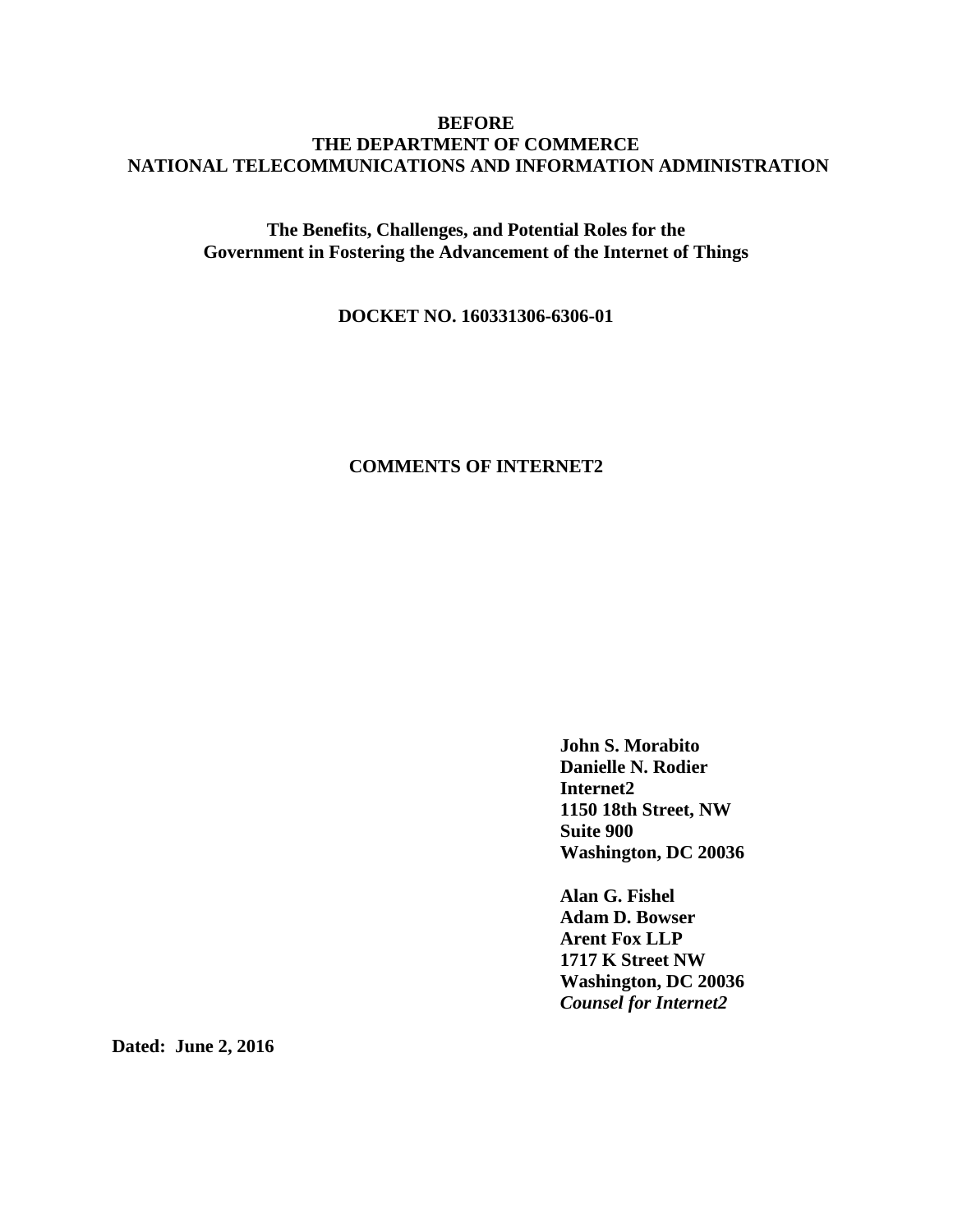**BEFORE**
**THE DEPARTMENT OF COMMERCE**
**NATIONAL TELECOMMUNICATIONS AND INFORMATION ADMINISTRATION**

**The Benefits, Challenges, and Potential Roles for the**
**Government in Fostering the Advancement of the Internet of Things**

**DOCKET NO. 160331306-6306-01**

# COMMENTS OF INTERNET2

**John S. Morabito**
**Danielle N. Rodier**
**Internet2**
**1150 18th Street, NW**
**Suite 900**
**Washington, DC 20036**

**Alan G. Fishel**
**Adam D. Bowser**
**Arent Fox LLP**
**1717 K Street NW**
**Washington, DC 20036**
***Counsel for Internet2***

**Dated: June 2, 2016**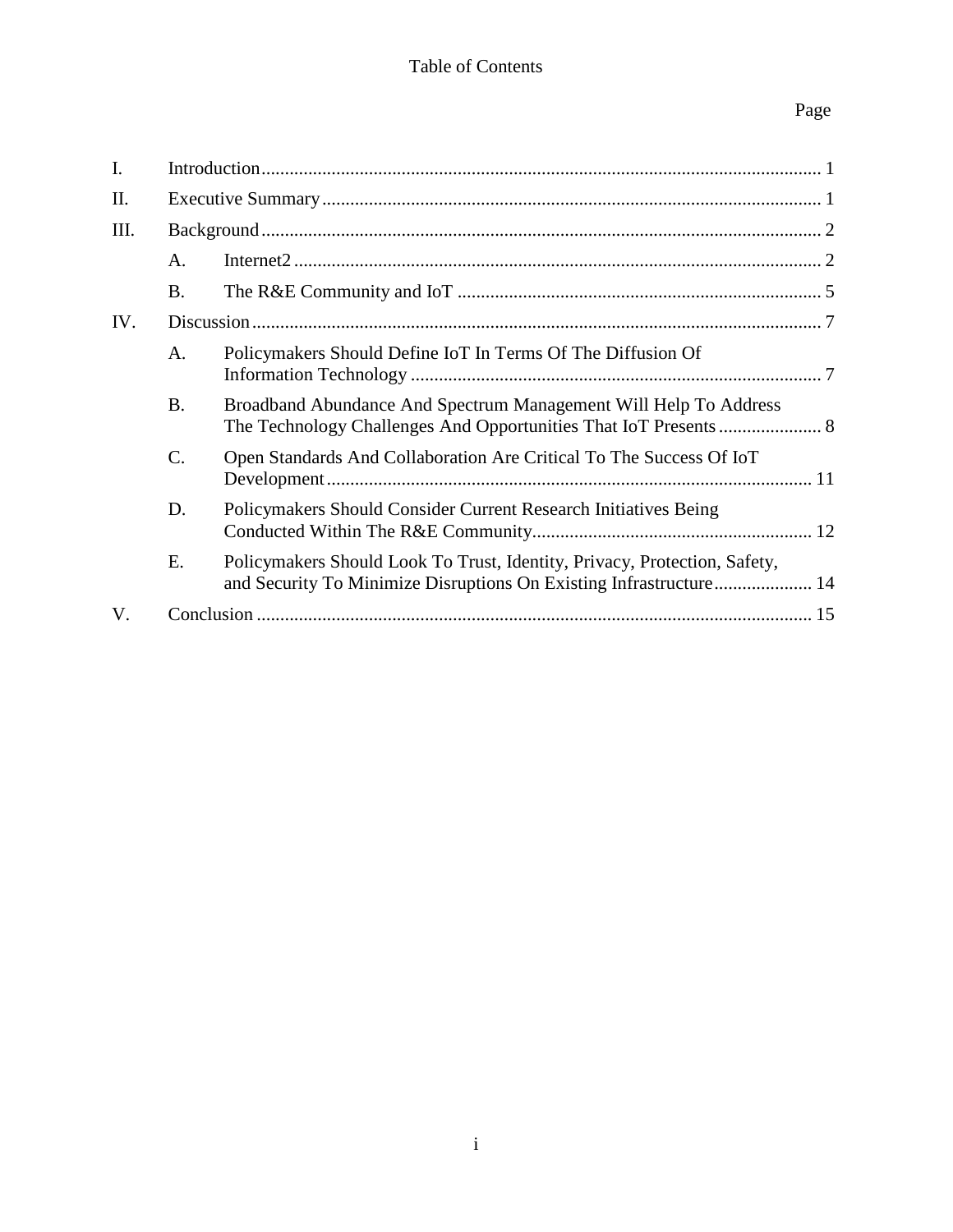# Table of Contents

| | | | Page |
|---|---|---|---|
| I. | Introduction | | 1 |
| II. | Executive Summary | | 1 |
| III. | Background | | 2 |
| | A. | Internet2 | 2 |
| | B. | The R&E Community and IoT | 5 |
| IV. | Discussion | | 7 |
| | A. | Policymakers Should Define IoT In Terms Of The Diffusion Of Information Technology | 7 |
| | B. | Broadband Abundance And Spectrum Management Will Help To Address The Technology Challenges And Opportunities That IoT Presents | 8 |
| | C. | Open Standards And Collaboration Are Critical To The Success Of IoT Development | 11 |
| | D. | Policymakers Should Consider Current Research Initiatives Being Conducted Within The R&E Community | 12 |
| | E. | Policymakers Should Look To Trust, Identity, Privacy, Protection, Safety, and Security To Minimize Disruptions On Existing Infrastructure | 14 |
| V. | Conclusion | | 15 |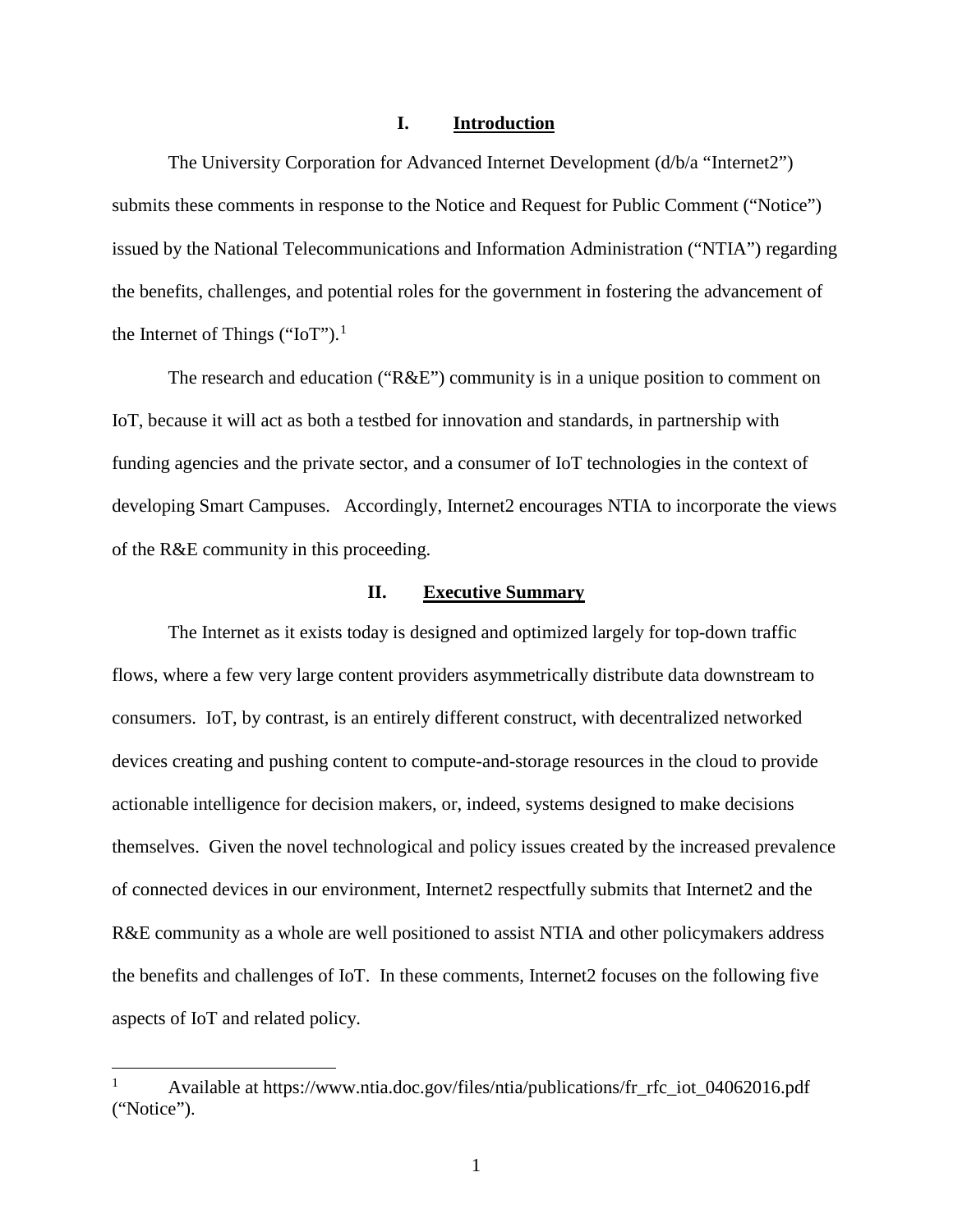## I. Introduction

The University Corporation for Advanced Internet Development (d/b/a "Internet2") submits these comments in response to the Notice and Request for Public Comment ("Notice") issued by the National Telecommunications and Information Administration ("NTIA") regarding the benefits, challenges, and potential roles for the government in fostering the advancement of the Internet of Things ("IoT").[1]

The research and education ("R&E") community is in a unique position to comment on IoT, because it will act as both a testbed for innovation and standards, in partnership with funding agencies and the private sector, and a consumer of IoT technologies in the context of developing Smart Campuses. Accordingly, Internet2 encourages NTIA to incorporate the views of the R&E community in this proceeding.

## II. Executive Summary

The Internet as it exists today is designed and optimized largely for top-down traffic flows, where a few very large content providers asymmetrically distribute data downstream to consumers. IoT, by contrast, is an entirely different construct, with decentralized networked devices creating and pushing content to compute-and-storage resources in the cloud to provide actionable intelligence for decision makers, or, indeed, systems designed to make decisions themselves. Given the novel technological and policy issues created by the increased prevalence of connected devices in our environment, Internet2 respectfully submits that Internet2 and the R&E community as a whole are well positioned to assist NTIA and other policymakers address the benefits and challenges of IoT. In these comments, Internet2 focuses on the following five aspects of IoT and related policy.

---

[1] Available at https://www.ntia.doc.gov/files/ntia/publications/fr_rfc_iot_04062016.pdf ("Notice").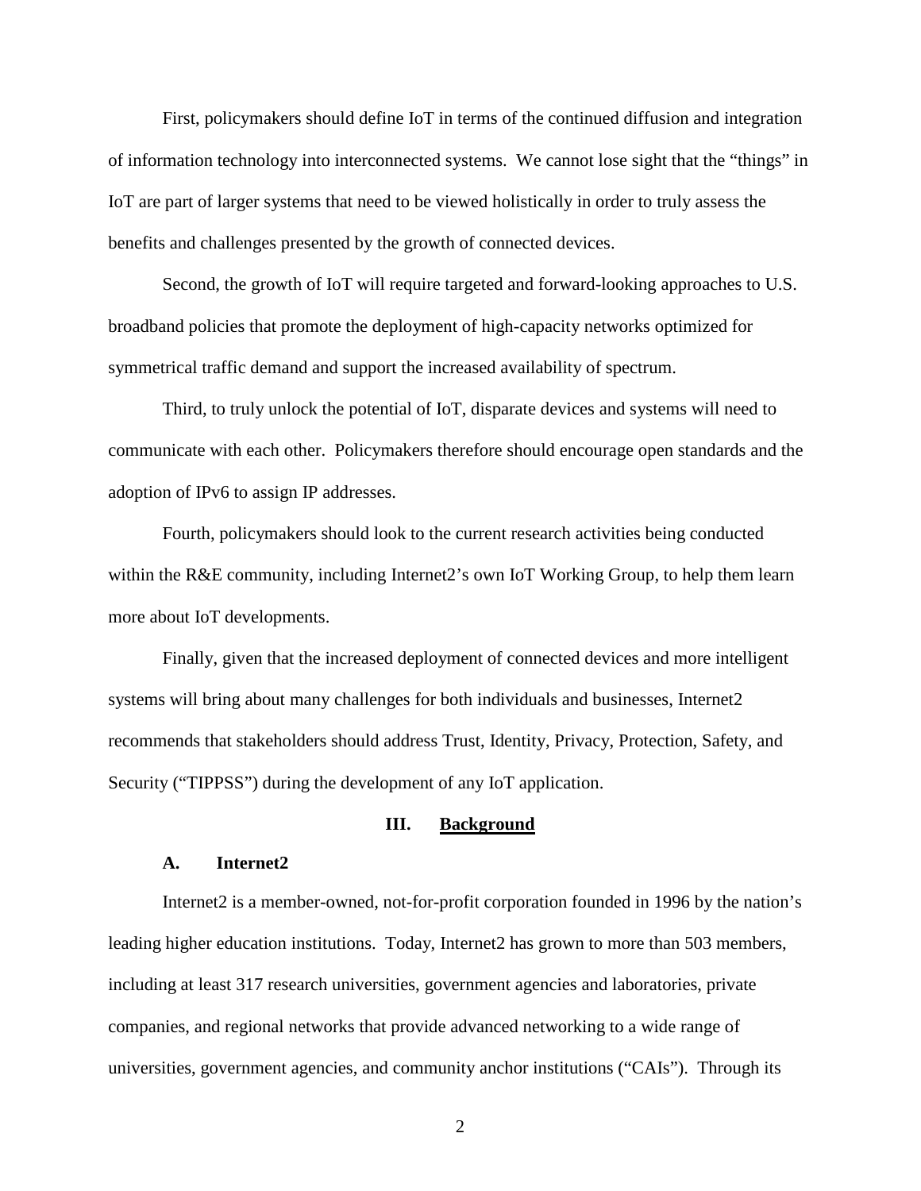First, policymakers should define IoT in terms of the continued diffusion and integration of information technology into interconnected systems. We cannot lose sight that the "things" in IoT are part of larger systems that need to be viewed holistically in order to truly assess the benefits and challenges presented by the growth of connected devices.

Second, the growth of IoT will require targeted and forward-looking approaches to U.S. broadband policies that promote the deployment of high-capacity networks optimized for symmetrical traffic demand and support the increased availability of spectrum.

Third, to truly unlock the potential of IoT, disparate devices and systems will need to communicate with each other. Policymakers therefore should encourage open standards and the adoption of IPv6 to assign IP addresses.

Fourth, policymakers should look to the current research activities being conducted within the R&E community, including Internet2's own IoT Working Group, to help them learn more about IoT developments.

Finally, given that the increased deployment of connected devices and more intelligent systems will bring about many challenges for both individuals and businesses, Internet2 recommends that stakeholders should address Trust, Identity, Privacy, Protection, Safety, and Security ("TIPPSS") during the development of any IoT application.

## III. Background

### A. Internet2

Internet2 is a member-owned, not-for-profit corporation founded in 1996 by the nation's leading higher education institutions. Today, Internet2 has grown to more than 503 members, including at least 317 research universities, government agencies and laboratories, private companies, and regional networks that provide advanced networking to a wide range of universities, government agencies, and community anchor institutions ("CAIs"). Through its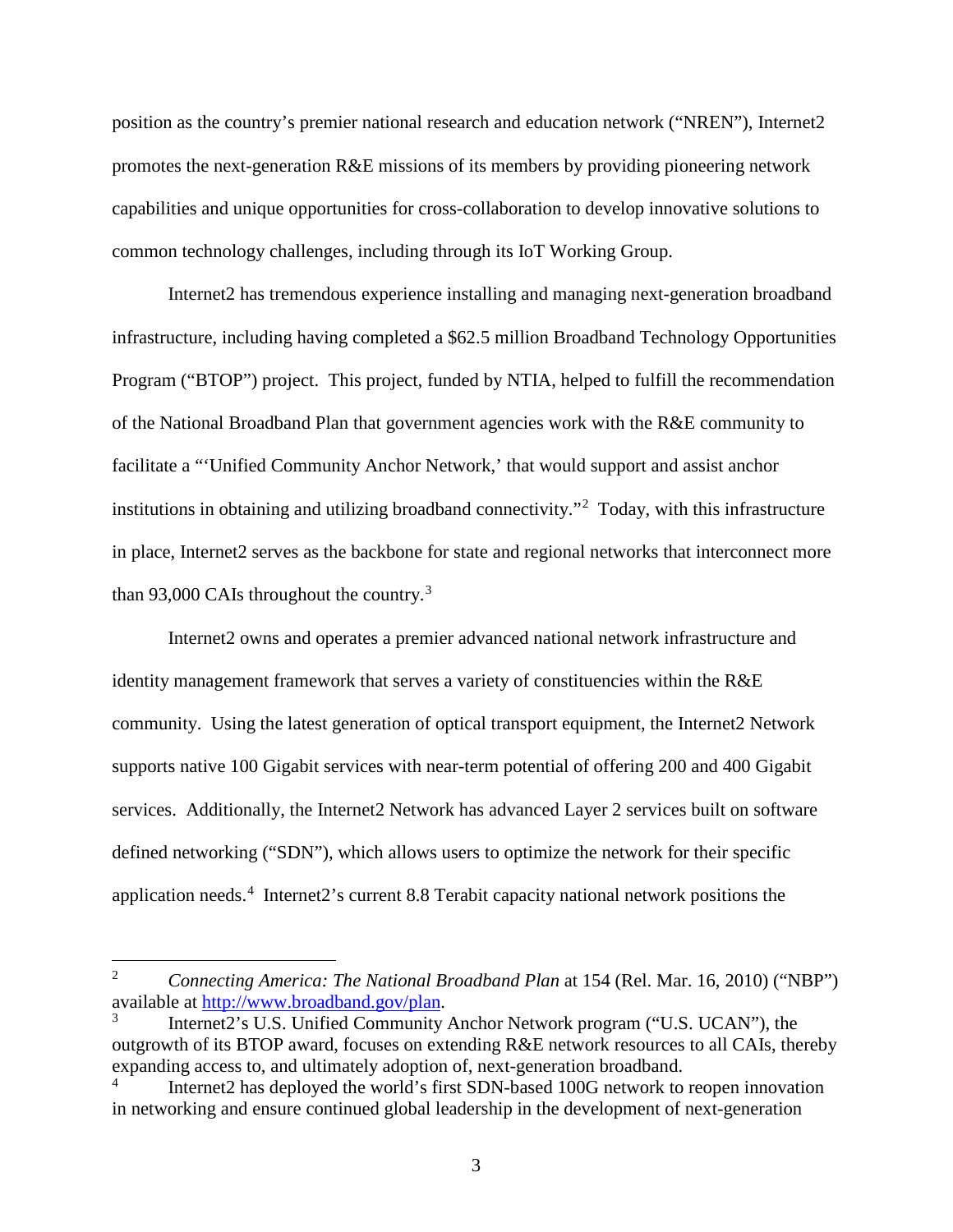position as the country's premier national research and education network ("NREN"), Internet2 promotes the next-generation R&E missions of its members by providing pioneering network capabilities and unique opportunities for cross-collaboration to develop innovative solutions to common technology challenges, including through its IoT Working Group.

Internet2 has tremendous experience installing and managing next-generation broadband infrastructure, including having completed a $62.5 million Broadband Technology Opportunities Program ("BTOP") project. This project, funded by NTIA, helped to fulfill the recommendation of the National Broadband Plan that government agencies work with the R&E community to facilitate a "'Unified Community Anchor Network,' that would support and assist anchor institutions in obtaining and utilizing broadband connectivity."[2] Today, with this infrastructure in place, Internet2 serves as the backbone for state and regional networks that interconnect more than 93,000 CAIs throughout the country.[3]

Internet2 owns and operates a premier advanced national network infrastructure and identity management framework that serves a variety of constituencies within the R&E community. Using the latest generation of optical transport equipment, the Internet2 Network supports native 100 Gigabit services with near-term potential of offering 200 and 400 Gigabit services. Additionally, the Internet2 Network has advanced Layer 2 services built on software defined networking ("SDN"), which allows users to optimize the network for their specific application needs.[4] Internet2's current 8.8 Terabit capacity national network positions the

---

[2] *Connecting America: The National Broadband Plan* at 154 (Rel. Mar. 16, 2010) ("NBP") available at http://www.broadband.gov/plan.

[3] Internet2's U.S. Unified Community Anchor Network program ("U.S. UCAN"), the outgrowth of its BTOP award, focuses on extending R&E network resources to all CAIs, thereby expanding access to, and ultimately adoption of, next-generation broadband.

[4] Internet2 has deployed the world's first SDN-based 100G network to reopen innovation in networking and ensure continued global leadership in the development of next-generation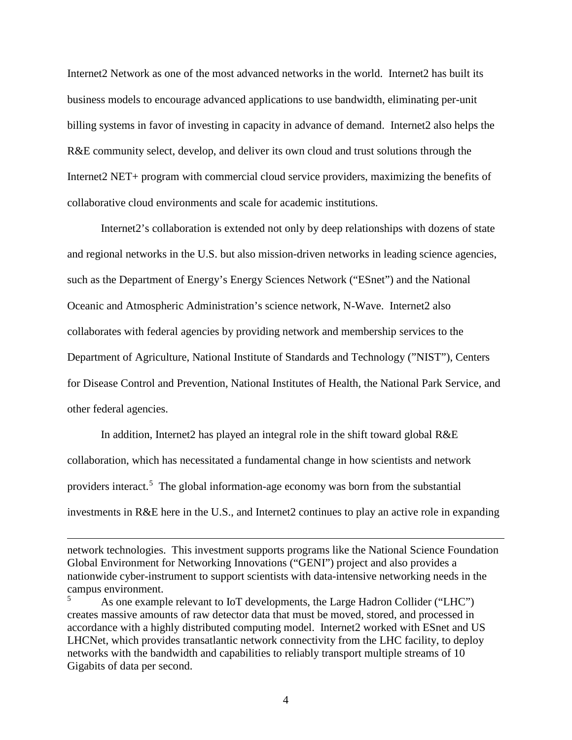Internet2 Network as one of the most advanced networks in the world. Internet2 has built its business models to encourage advanced applications to use bandwidth, eliminating per-unit billing systems in favor of investing in capacity in advance of demand. Internet2 also helps the R&E community select, develop, and deliver its own cloud and trust solutions through the Internet2 NET+ program with commercial cloud service providers, maximizing the benefits of collaborative cloud environments and scale for academic institutions.

Internet2's collaboration is extended not only by deep relationships with dozens of state and regional networks in the U.S. but also mission-driven networks in leading science agencies, such as the Department of Energy's Energy Sciences Network ("ESnet") and the National Oceanic and Atmospheric Administration's science network, N-Wave. Internet2 also collaborates with federal agencies by providing network and membership services to the Department of Agriculture, National Institute of Standards and Technology ("NIST"), Centers for Disease Control and Prevention, National Institutes of Health, the National Park Service, and other federal agencies.

In addition, Internet2 has played an integral role in the shift toward global R&E collaboration, which has necessitated a fundamental change in how scientists and network providers interact.[5] The global information-age economy was born from the substantial investments in R&E here in the U.S., and Internet2 continues to play an active role in expanding

---

network technologies. This investment supports programs like the National Science Foundation Global Environment for Networking Innovations ("GENI") project and also provides a nationwide cyber-instrument to support scientists with data-intensive networking needs in the campus environment.

[5] As one example relevant to IoT developments, the Large Hadron Collider ("LHC") creates massive amounts of raw detector data that must be moved, stored, and processed in accordance with a highly distributed computing model. Internet2 worked with ESnet and US LHCNet, which provides transatlantic network connectivity from the LHC facility, to deploy networks with the bandwidth and capabilities to reliably transport multiple streams of 10 Gigabits of data per second.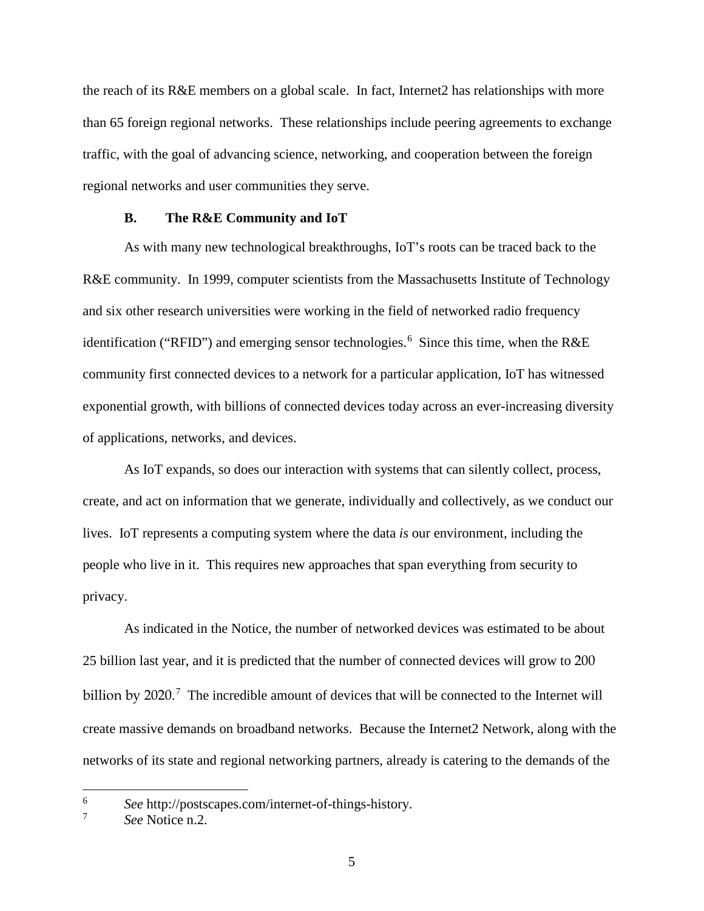the reach of its R&E members on a global scale. In fact, Internet2 has relationships with more than 65 foreign regional networks. These relationships include peering agreements to exchange traffic, with the goal of advancing science, networking, and cooperation between the foreign regional networks and user communities they serve.

### B. The R&E Community and IoT

As with many new technological breakthroughs, IoT's roots can be traced back to the R&E community. In 1999, computer scientists from the Massachusetts Institute of Technology and six other research universities were working in the field of networked radio frequency identification ("RFID") and emerging sensor technologies.[6] Since this time, when the R&E community first connected devices to a network for a particular application, IoT has witnessed exponential growth, with billions of connected devices today across an ever-increasing diversity of applications, networks, and devices.

As IoT expands, so does our interaction with systems that can silently collect, process, create, and act on information that we generate, individually and collectively, as we conduct our lives. IoT represents a computing system where the data *is* our environment, including the people who live in it. This requires new approaches that span everything from security to privacy.

As indicated in the Notice, the number of networked devices was estimated to be about 25 billion last year, and it is predicted that the number of connected devices will grow to 200 billion by 2020.[7] The incredible amount of devices that will be connected to the Internet will create massive demands on broadband networks. Because the Internet2 Network, along with the networks of its state and regional networking partners, already is catering to the demands of the

---

[6] *See* http://postscapes.com/internet-of-things-history.

[7] *See* Notice n.2.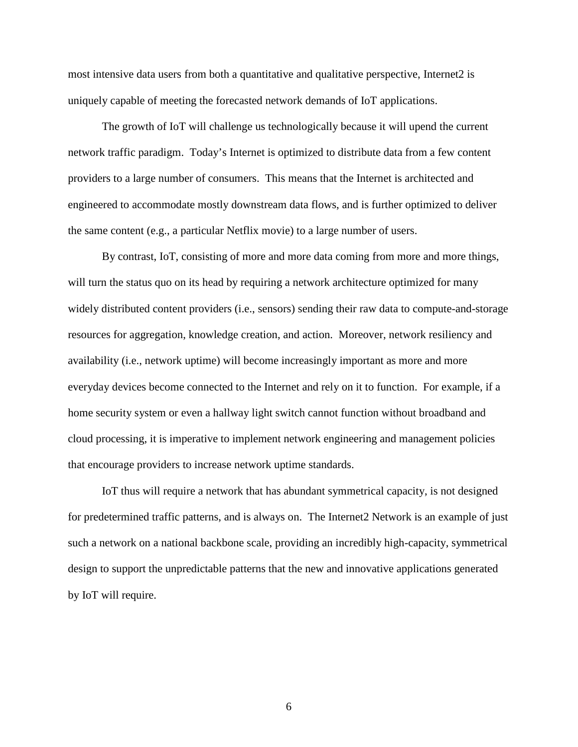most intensive data users from both a quantitative and qualitative perspective, Internet2 is uniquely capable of meeting the forecasted network demands of IoT applications.

The growth of IoT will challenge us technologically because it will upend the current network traffic paradigm. Today's Internet is optimized to distribute data from a few content providers to a large number of consumers. This means that the Internet is architected and engineered to accommodate mostly downstream data flows, and is further optimized to deliver the same content (e.g., a particular Netflix movie) to a large number of users.

By contrast, IoT, consisting of more and more data coming from more and more things, will turn the status quo on its head by requiring a network architecture optimized for many widely distributed content providers (i.e., sensors) sending their raw data to compute-and-storage resources for aggregation, knowledge creation, and action. Moreover, network resiliency and availability (i.e., network uptime) will become increasingly important as more and more everyday devices become connected to the Internet and rely on it to function. For example, if a home security system or even a hallway light switch cannot function without broadband and cloud processing, it is imperative to implement network engineering and management policies that encourage providers to increase network uptime standards.

IoT thus will require a network that has abundant symmetrical capacity, is not designed for predetermined traffic patterns, and is always on. The Internet2 Network is an example of just such a network on a national backbone scale, providing an incredibly high-capacity, symmetrical design to support the unpredictable patterns that the new and innovative applications generated by IoT will require.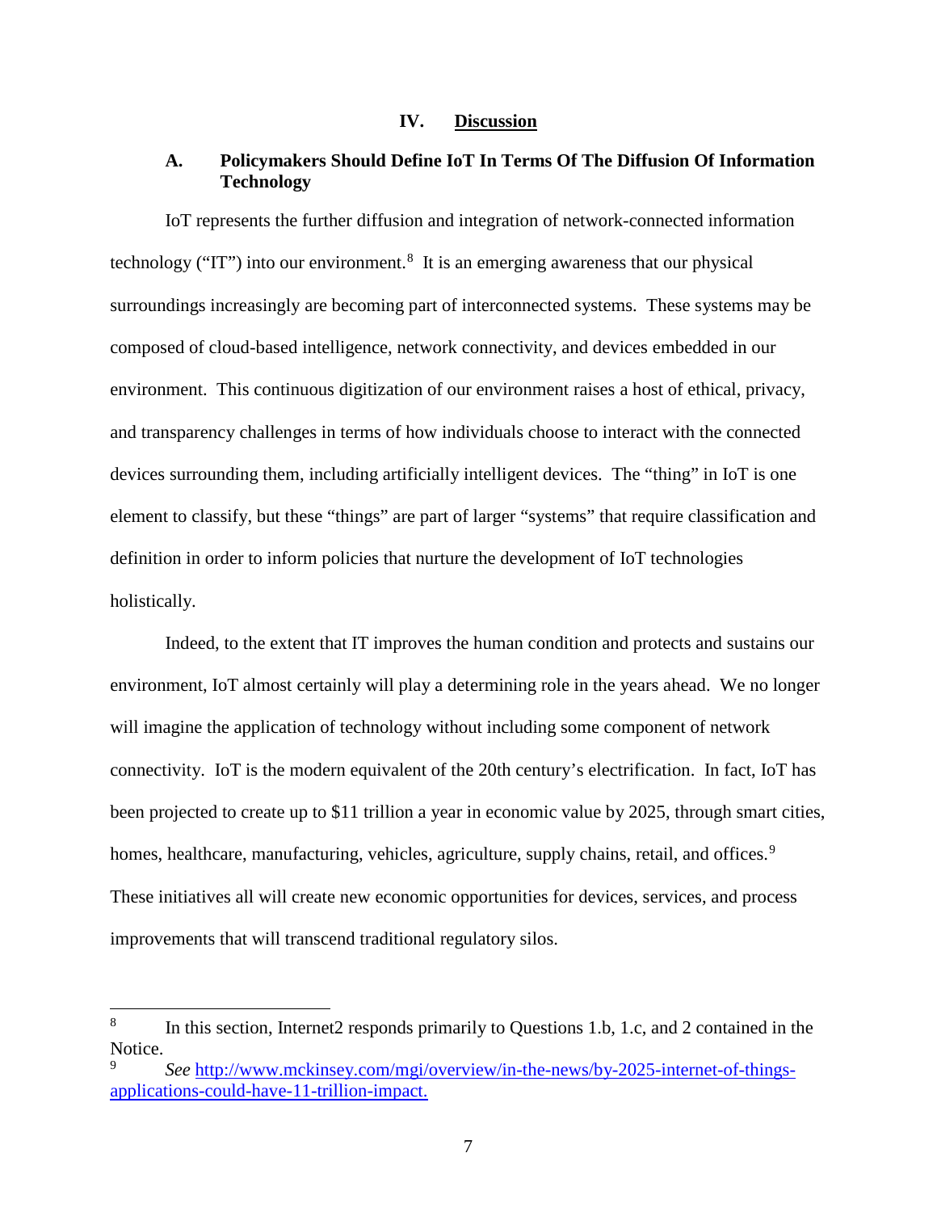## IV. Discussion

### A. Policymakers Should Define IoT In Terms Of The Diffusion Of Information Technology

IoT represents the further diffusion and integration of network-connected information technology ("IT") into our environment.[8] It is an emerging awareness that our physical surroundings increasingly are becoming part of interconnected systems. These systems may be composed of cloud-based intelligence, network connectivity, and devices embedded in our environment. This continuous digitization of our environment raises a host of ethical, privacy, and transparency challenges in terms of how individuals choose to interact with the connected devices surrounding them, including artificially intelligent devices. The "thing" in IoT is one element to classify, but these "things" are part of larger "systems" that require classification and definition in order to inform policies that nurture the development of IoT technologies holistically.

Indeed, to the extent that IT improves the human condition and protects and sustains our environment, IoT almost certainly will play a determining role in the years ahead. We no longer will imagine the application of technology without including some component of network connectivity. IoT is the modern equivalent of the 20th century's electrification. In fact, IoT has been projected to create up to $11 trillion a year in economic value by 2025, through smart cities, homes, healthcare, manufacturing, vehicles, agriculture, supply chains, retail, and offices.[9] These initiatives all will create new economic opportunities for devices, services, and process improvements that will transcend traditional regulatory silos.

---

[8] In this section, Internet2 responds primarily to Questions 1.b, 1.c, and 2 contained in the Notice.

[9] *See* http://www.mckinsey.com/mgi/overview/in-the-news/by-2025-internet-of-things-applications-could-have-11-trillion-impact.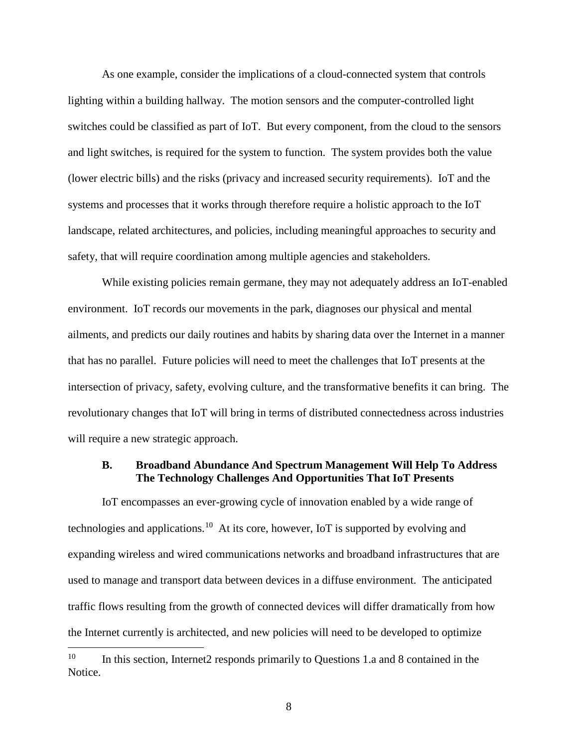As one example, consider the implications of a cloud-connected system that controls lighting within a building hallway. The motion sensors and the computer-controlled light switches could be classified as part of IoT. But every component, from the cloud to the sensors and light switches, is required for the system to function. The system provides both the value (lower electric bills) and the risks (privacy and increased security requirements). IoT and the systems and processes that it works through therefore require a holistic approach to the IoT landscape, related architectures, and policies, including meaningful approaches to security and safety, that will require coordination among multiple agencies and stakeholders.

While existing policies remain germane, they may not adequately address an IoT-enabled environment. IoT records our movements in the park, diagnoses our physical and mental ailments, and predicts our daily routines and habits by sharing data over the Internet in a manner that has no parallel. Future policies will need to meet the challenges that IoT presents at the intersection of privacy, safety, evolving culture, and the transformative benefits it can bring. The revolutionary changes that IoT will bring in terms of distributed connectedness across industries will require a new strategic approach.

### B. Broadband Abundance And Spectrum Management Will Help To Address The Technology Challenges And Opportunities That IoT Presents

IoT encompasses an ever-growing cycle of innovation enabled by a wide range of technologies and applications.[10] At its core, however, IoT is supported by evolving and expanding wireless and wired communications networks and broadband infrastructures that are used to manage and transport data between devices in a diffuse environment. The anticipated traffic flows resulting from the growth of connected devices will differ dramatically from how the Internet currently is architected, and new policies will need to be developed to optimize

[10] In this section, Internet2 responds primarily to Questions 1.a and 8 contained in the Notice.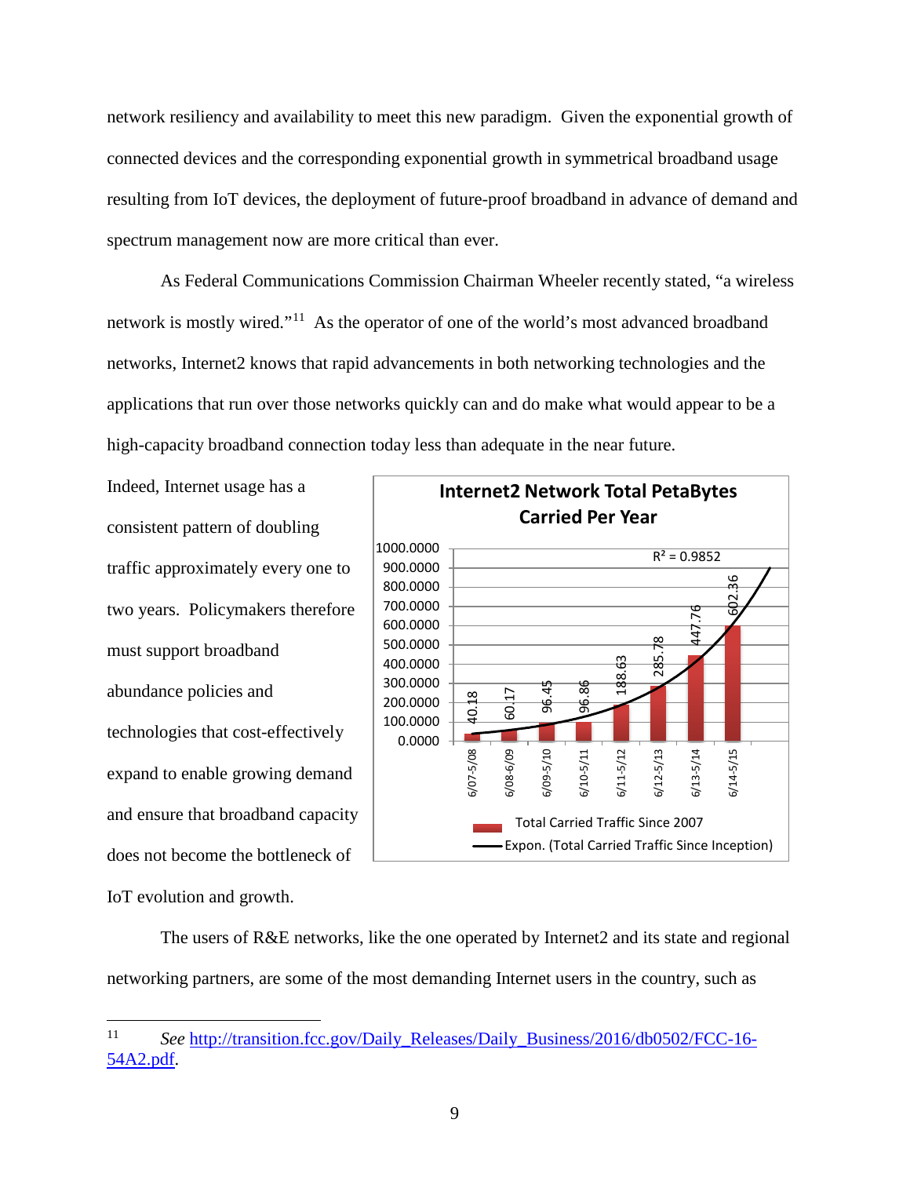network resiliency and availability to meet this new paradigm. Given the exponential growth of connected devices and the corresponding exponential growth in symmetrical broadband usage resulting from IoT devices, the deployment of future-proof broadband in advance of demand and spectrum management now are more critical than ever.

As Federal Communications Commission Chairman Wheeler recently stated, "a wireless network is mostly wired."[11] As the operator of one of the world's most advanced broadband networks, Internet2 knows that rapid advancements in both networking technologies and the applications that run over those networks quickly can and do make what would appear to be a high-capacity broadband connection today less than adequate in the near future.

Indeed, Internet usage has a consistent pattern of doubling traffic approximately every one to two years. Policymakers therefore must support broadband abundance policies and technologies that cost-effectively expand to enable growing demand and ensure that broadband capacity does not become the bottleneck of IoT evolution and growth.

**Internet2 Network Total PetaBytes Carried Per Year**

| Period | Total Carried Traffic Since 2007 (PetaBytes) |
|---|---|
| 6/07-5/08 | 40.18 |
| 6/08-6/09 | 60.17 |
| 6/09-5/10 | 96.45 |
| 6/10-5/11 | 96.86 |
| 6/11-5/12 | 188.63 |
| 6/12-5/13 | 285.78 |
| 6/13-5/14 | 447.76 |
| 6/14-5/15 | 602.36 |

Expon. (Total Carried Traffic Since Inception), $R^2 = 0.9852$

The users of R&E networks, like the one operated by Internet2 and its state and regional networking partners, are some of the most demanding Internet users in the country, such as

---

[11] *See* http://transition.fcc.gov/Daily_Releases/Daily_Business/2016/db0502/FCC-16-54A2.pdf.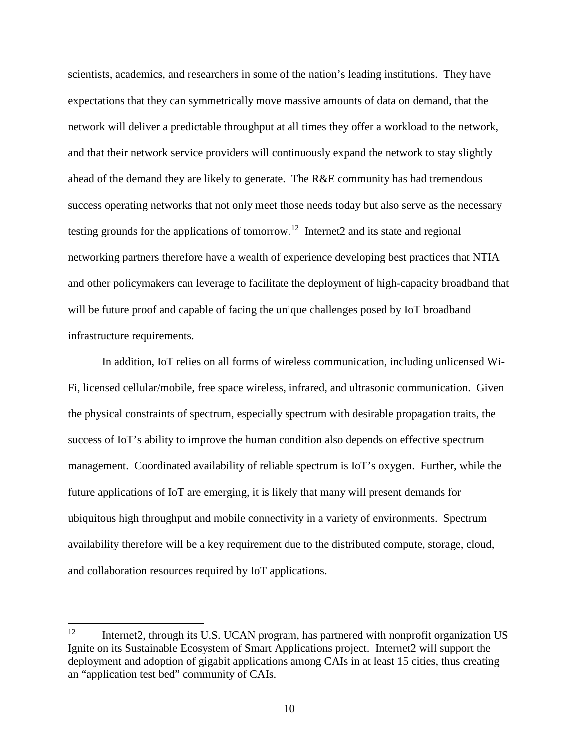scientists, academics, and researchers in some of the nation's leading institutions. They have expectations that they can symmetrically move massive amounts of data on demand, that the network will deliver a predictable throughput at all times they offer a workload to the network, and that their network service providers will continuously expand the network to stay slightly ahead of the demand they are likely to generate. The R&E community has had tremendous success operating networks that not only meet those needs today but also serve as the necessary testing grounds for the applications of tomorrow.[12] Internet2 and its state and regional networking partners therefore have a wealth of experience developing best practices that NTIA and other policymakers can leverage to facilitate the deployment of high-capacity broadband that will be future proof and capable of facing the unique challenges posed by IoT broadband infrastructure requirements.

In addition, IoT relies on all forms of wireless communication, including unlicensed Wi-Fi, licensed cellular/mobile, free space wireless, infrared, and ultrasonic communication. Given the physical constraints of spectrum, especially spectrum with desirable propagation traits, the success of IoT's ability to improve the human condition also depends on effective spectrum management. Coordinated availability of reliable spectrum is IoT's oxygen. Further, while the future applications of IoT are emerging, it is likely that many will present demands for ubiquitous high throughput and mobile connectivity in a variety of environments. Spectrum availability therefore will be a key requirement due to the distributed compute, storage, cloud, and collaboration resources required by IoT applications.

---

[12] Internet2, through its U.S. UCAN program, has partnered with nonprofit organization US Ignite on its Sustainable Ecosystem of Smart Applications project. Internet2 will support the deployment and adoption of gigabit applications among CAIs in at least 15 cities, thus creating an "application test bed" community of CAIs.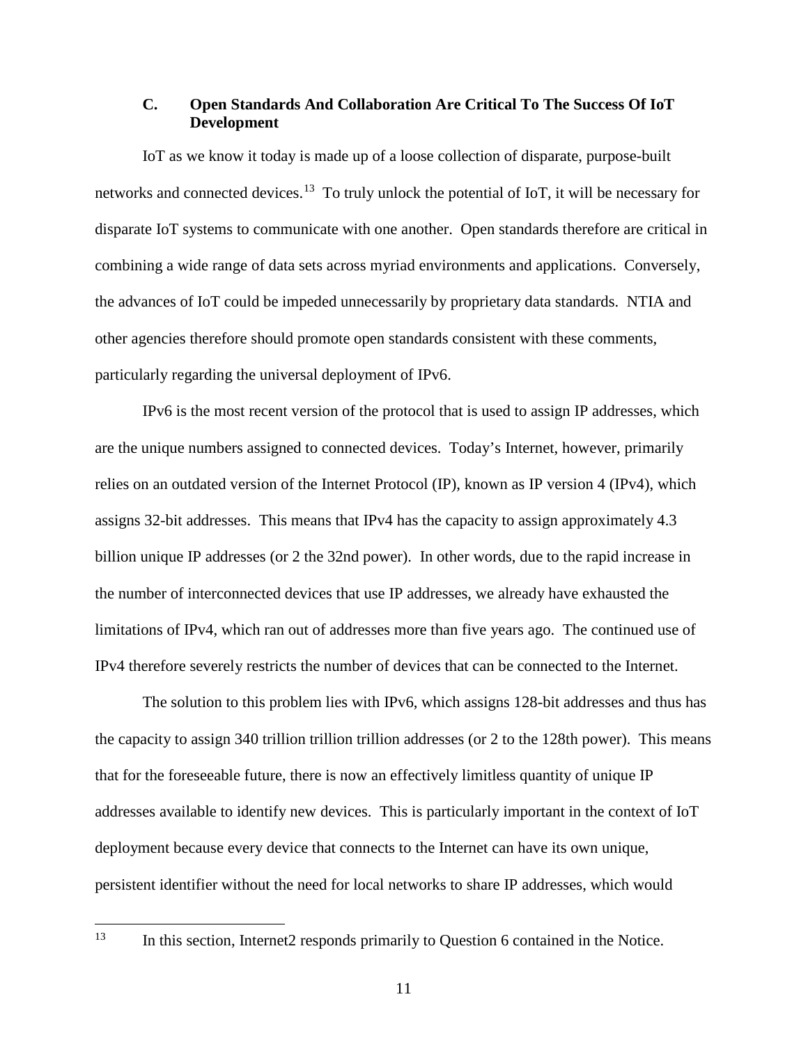### C. Open Standards And Collaboration Are Critical To The Success Of IoT Development

IoT as we know it today is made up of a loose collection of disparate, purpose-built networks and connected devices.[13] To truly unlock the potential of IoT, it will be necessary for disparate IoT systems to communicate with one another. Open standards therefore are critical in combining a wide range of data sets across myriad environments and applications. Conversely, the advances of IoT could be impeded unnecessarily by proprietary data standards. NTIA and other agencies therefore should promote open standards consistent with these comments, particularly regarding the universal deployment of IPv6.

IPv6 is the most recent version of the protocol that is used to assign IP addresses, which are the unique numbers assigned to connected devices. Today's Internet, however, primarily relies on an outdated version of the Internet Protocol (IP), known as IP version 4 (IPv4), which assigns 32-bit addresses. This means that IPv4 has the capacity to assign approximately 4.3 billion unique IP addresses (or 2 the 32nd power). In other words, due to the rapid increase in the number of interconnected devices that use IP addresses, we already have exhausted the limitations of IPv4, which ran out of addresses more than five years ago. The continued use of IPv4 therefore severely restricts the number of devices that can be connected to the Internet.

The solution to this problem lies with IPv6, which assigns 128-bit addresses and thus has the capacity to assign 340 trillion trillion trillion addresses (or 2 to the 128th power). This means that for the foreseeable future, there is now an effectively limitless quantity of unique IP addresses available to identify new devices. This is particularly important in the context of IoT deployment because every device that connects to the Internet can have its own unique, persistent identifier without the need for local networks to share IP addresses, which would

[13] In this section, Internet2 responds primarily to Question 6 contained in the Notice.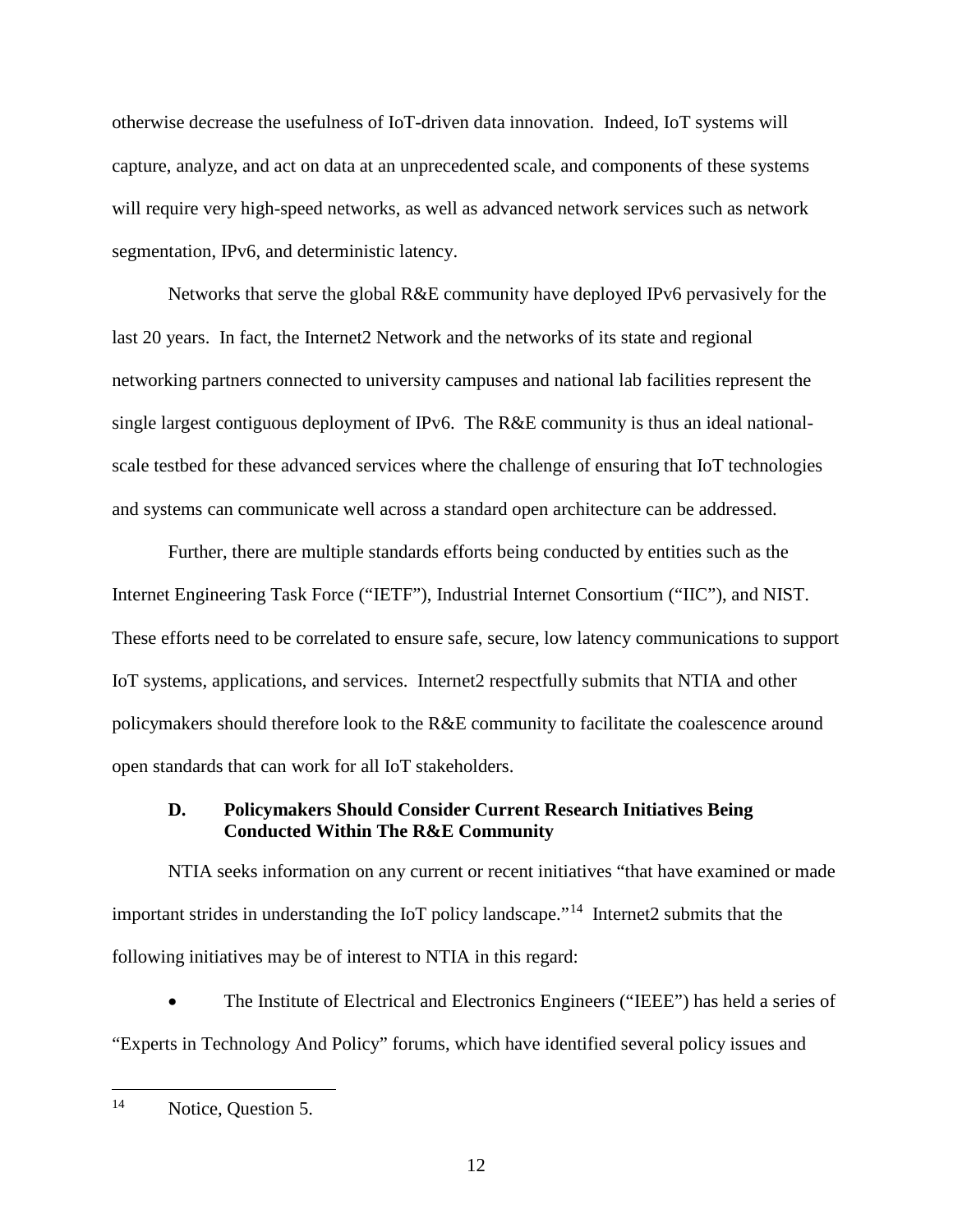otherwise decrease the usefulness of IoT-driven data innovation. Indeed, IoT systems will capture, analyze, and act on data at an unprecedented scale, and components of these systems will require very high-speed networks, as well as advanced network services such as network segmentation, IPv6, and deterministic latency.

Networks that serve the global R&E community have deployed IPv6 pervasively for the last 20 years. In fact, the Internet2 Network and the networks of its state and regional networking partners connected to university campuses and national lab facilities represent the single largest contiguous deployment of IPv6. The R&E community is thus an ideal national-scale testbed for these advanced services where the challenge of ensuring that IoT technologies and systems can communicate well across a standard open architecture can be addressed.

Further, there are multiple standards efforts being conducted by entities such as the Internet Engineering Task Force ("IETF"), Industrial Internet Consortium ("IIC"), and NIST. These efforts need to be correlated to ensure safe, secure, low latency communications to support IoT systems, applications, and services. Internet2 respectfully submits that NTIA and other policymakers should therefore look to the R&E community to facilitate the coalescence around open standards that can work for all IoT stakeholders.

### D. Policymakers Should Consider Current Research Initiatives Being Conducted Within The R&E Community

NTIA seeks information on any current or recent initiatives "that have examined or made important strides in understanding the IoT policy landscape."[14] Internet2 submits that the following initiatives may be of interest to NTIA in this regard:

- The Institute of Electrical and Electronics Engineers ("IEEE") has held a series of "Experts in Technology And Policy" forums, which have identified several policy issues and

---

[14] Notice, Question 5.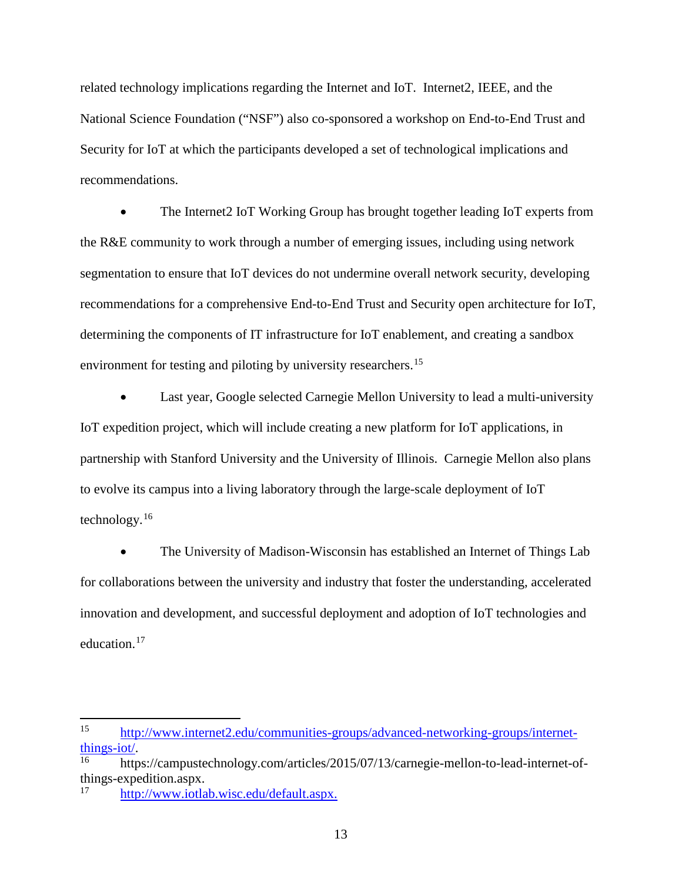related technology implications regarding the Internet and IoT. Internet2, IEEE, and the National Science Foundation ("NSF") also co-sponsored a workshop on End-to-End Trust and Security for IoT at which the participants developed a set of technological implications and recommendations.

- The Internet2 IoT Working Group has brought together leading IoT experts from the R&E community to work through a number of emerging issues, including using network segmentation to ensure that IoT devices do not undermine overall network security, developing recommendations for a comprehensive End-to-End Trust and Security open architecture for IoT, determining the components of IT infrastructure for IoT enablement, and creating a sandbox environment for testing and piloting by university researchers.[15]

- Last year, Google selected Carnegie Mellon University to lead a multi-university IoT expedition project, which will include creating a new platform for IoT applications, in partnership with Stanford University and the University of Illinois. Carnegie Mellon also plans to evolve its campus into a living laboratory through the large-scale deployment of IoT technology.[16]

- The University of Madison-Wisconsin has established an Internet of Things Lab for collaborations between the university and industry that foster the understanding, accelerated innovation and development, and successful deployment and adoption of IoT technologies and education.[17]

---

[15] http://www.internet2.edu/communities-groups/advanced-networking-groups/internet-things-iot/.

[16] https://campustechnology.com/articles/2015/07/13/carnegie-mellon-to-lead-internet-of-things-expedition.aspx.

[17] http://www.iotlab.wisc.edu/default.aspx.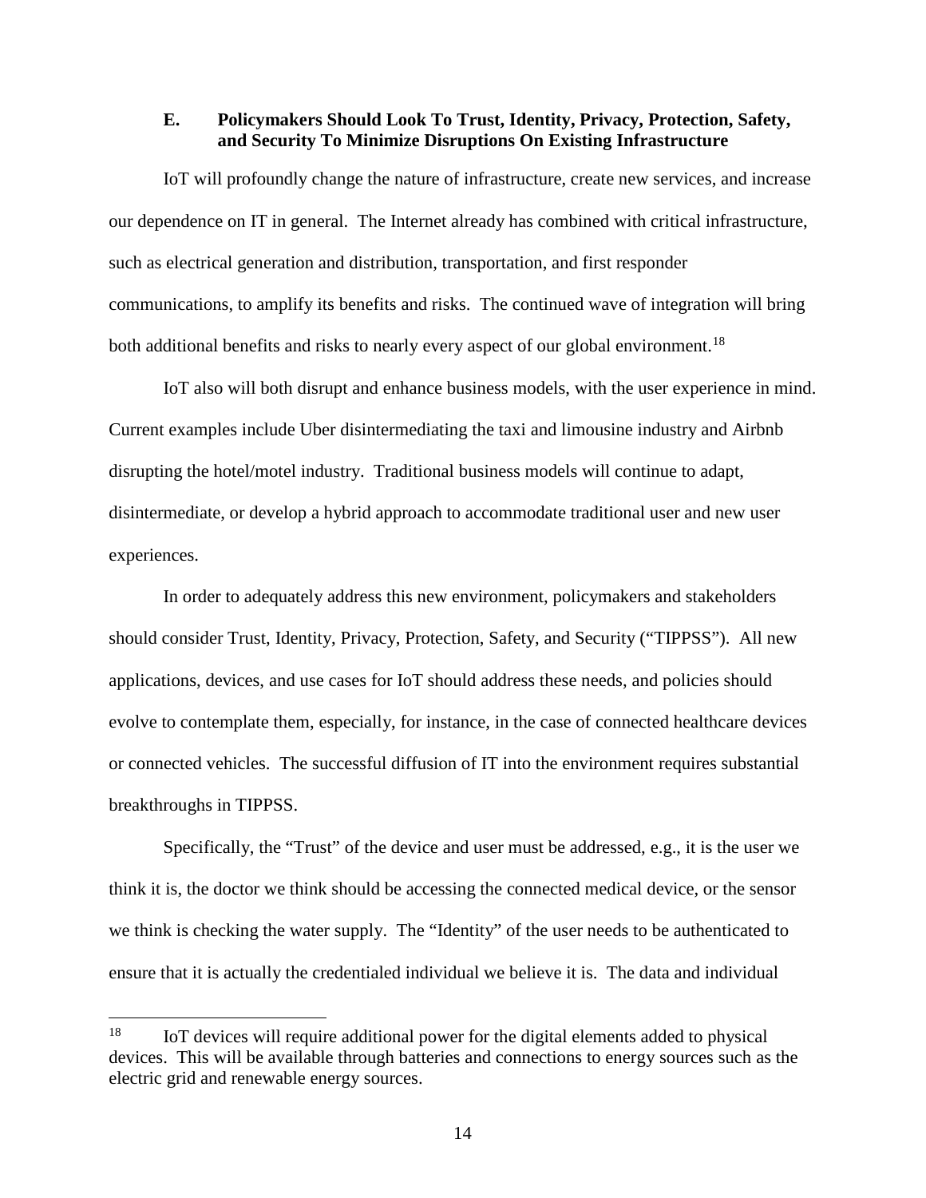### E. Policymakers Should Look To Trust, Identity, Privacy, Protection, Safety, and Security To Minimize Disruptions On Existing Infrastructure

IoT will profoundly change the nature of infrastructure, create new services, and increase our dependence on IT in general. The Internet already has combined with critical infrastructure, such as electrical generation and distribution, transportation, and first responder communications, to amplify its benefits and risks. The continued wave of integration will bring both additional benefits and risks to nearly every aspect of our global environment.[18]

IoT also will both disrupt and enhance business models, with the user experience in mind. Current examples include Uber disintermediating the taxi and limousine industry and Airbnb disrupting the hotel/motel industry. Traditional business models will continue to adapt, disintermediate, or develop a hybrid approach to accommodate traditional user and new user experiences.

In order to adequately address this new environment, policymakers and stakeholders should consider Trust, Identity, Privacy, Protection, Safety, and Security ("TIPPSS"). All new applications, devices, and use cases for IoT should address these needs, and policies should evolve to contemplate them, especially, for instance, in the case of connected healthcare devices or connected vehicles. The successful diffusion of IT into the environment requires substantial breakthroughs in TIPPSS.

Specifically, the "Trust" of the device and user must be addressed, e.g., it is the user we think it is, the doctor we think should be accessing the connected medical device, or the sensor we think is checking the water supply. The "Identity" of the user needs to be authenticated to ensure that it is actually the credentialed individual we believe it is. The data and individual

---

[18] IoT devices will require additional power for the digital elements added to physical devices. This will be available through batteries and connections to energy sources such as the electric grid and renewable energy sources.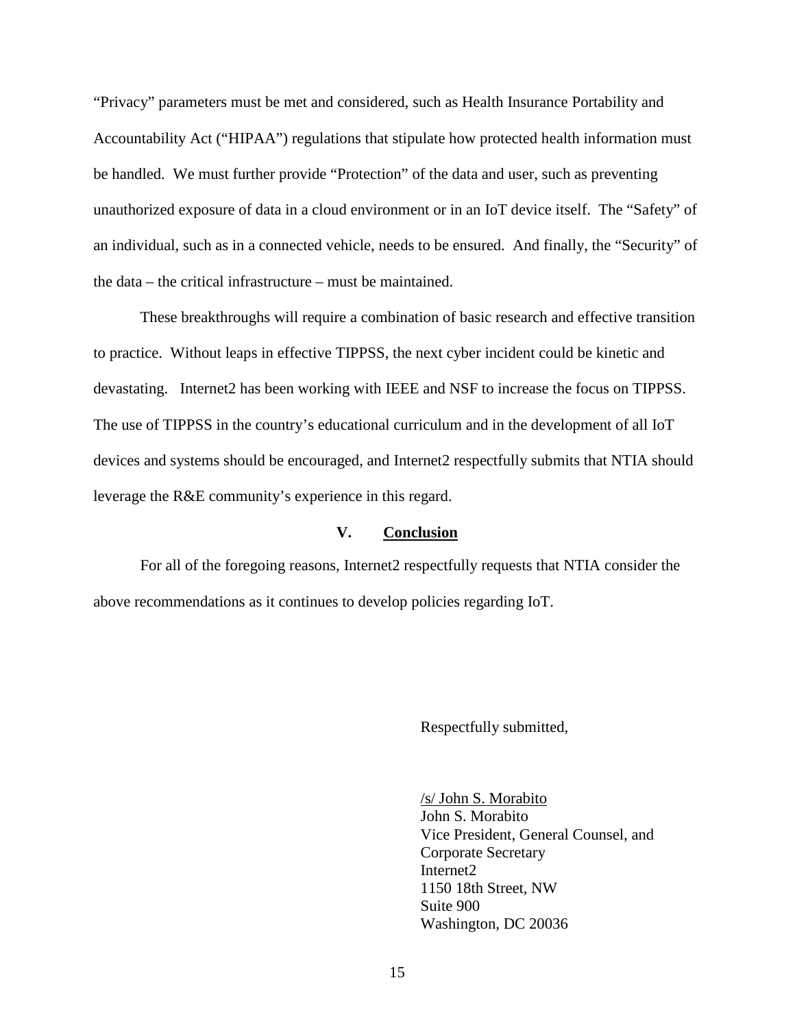"Privacy" parameters must be met and considered, such as Health Insurance Portability and Accountability Act ("HIPAA") regulations that stipulate how protected health information must be handled. We must further provide "Protection" of the data and user, such as preventing unauthorized exposure of data in a cloud environment or in an IoT device itself. The "Safety" of an individual, such as in a connected vehicle, needs to be ensured. And finally, the "Security" of the data – the critical infrastructure – must be maintained.

These breakthroughs will require a combination of basic research and effective transition to practice. Without leaps in effective TIPPSS, the next cyber incident could be kinetic and devastating. Internet2 has been working with IEEE and NSF to increase the focus on TIPPSS. The use of TIPPSS in the country's educational curriculum and in the development of all IoT devices and systems should be encouraged, and Internet2 respectfully submits that NTIA should leverage the R&E community's experience in this regard.

## V. Conclusion

For all of the foregoing reasons, Internet2 respectfully requests that NTIA consider the above recommendations as it continues to develop policies regarding IoT.

Respectfully submitted,

/s/ John S. Morabito
John S. Morabito
Vice President, General Counsel, and Corporate Secretary
Internet2
1150 18th Street, NW
Suite 900
Washington, DC 20036